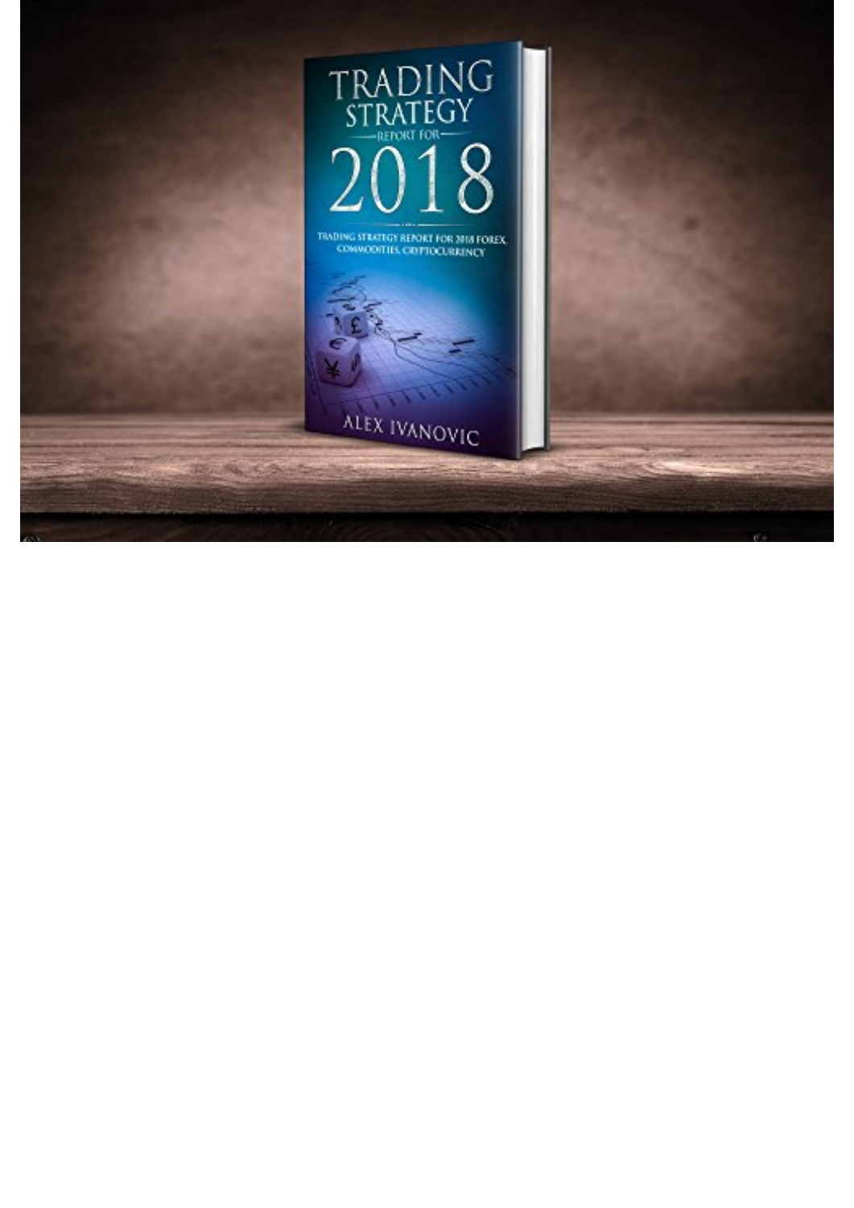# TRADING STRATEGY

REPORT FOR

# 2018

TRADING STRATEGY REPORT FOR 2018 FOREX, COMMODITIES, CRYPTOCURRENCY

ALEX IVANOVIC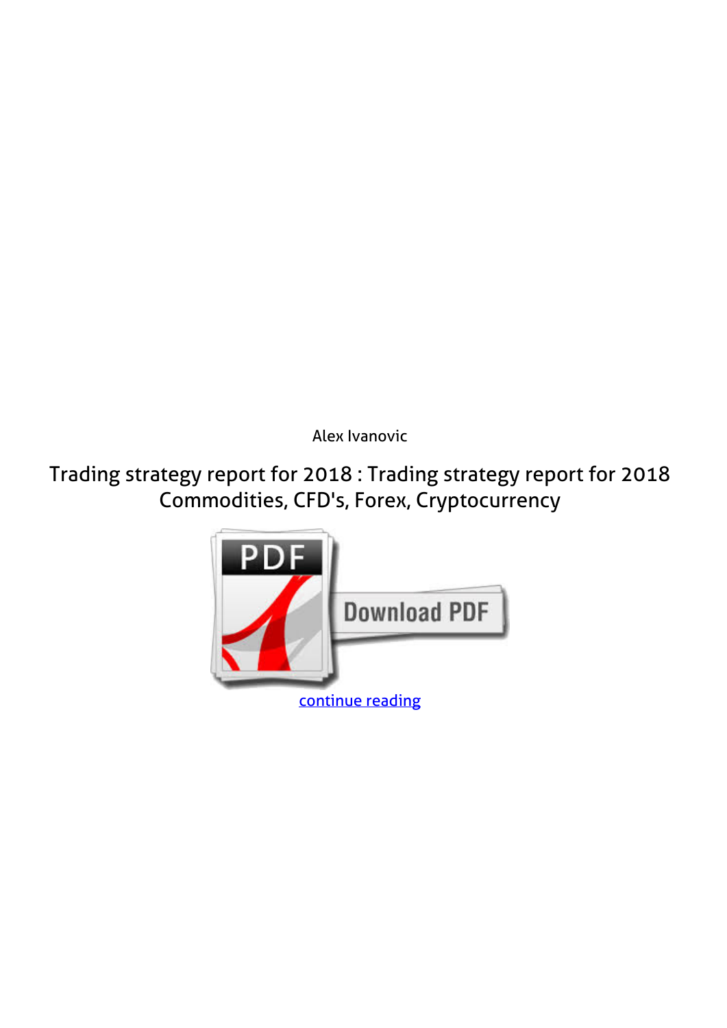Alex Ivanovic

# Trading strategy report for 2018 : Trading strategy report for 2018 Commodities, CFD's, Forex, Cryptocurrency

continue reading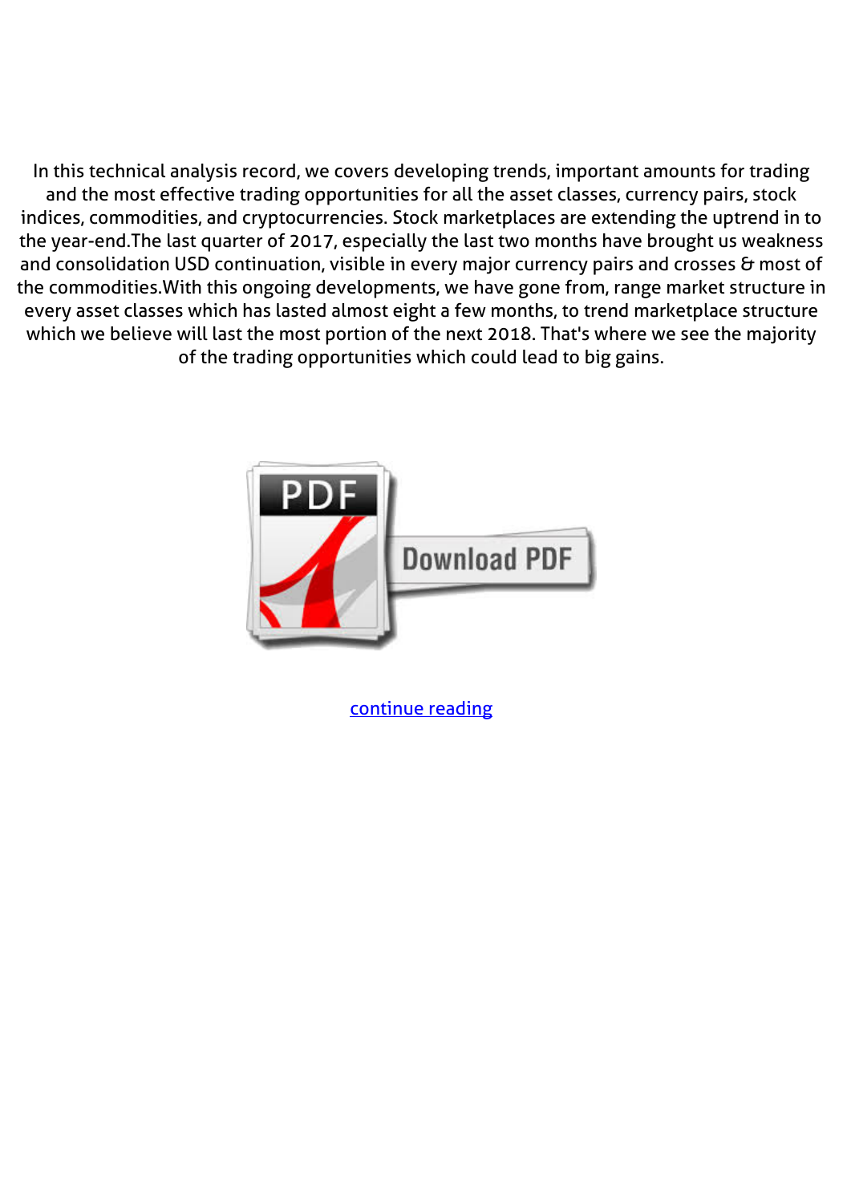In this technical analysis record, we covers developing trends, important amounts for trading and the most effective trading opportunities for all the asset classes, currency pairs, stock indices, commodities, and cryptocurrencies. Stock marketplaces are extending the uptrend in to the year-end.The last quarter of 2017, especially the last two months have brought us weakness and consolidation USD continuation, visible in every major currency pairs and crosses & most of the commodities.With this ongoing developments, we have gone from, range market structure in every asset classes which has lasted almost eight a few months, to trend marketplace structure which we believe will last the most portion of the next 2018. That's where we see the majority of the trading opportunities which could lead to big gains.

continue reading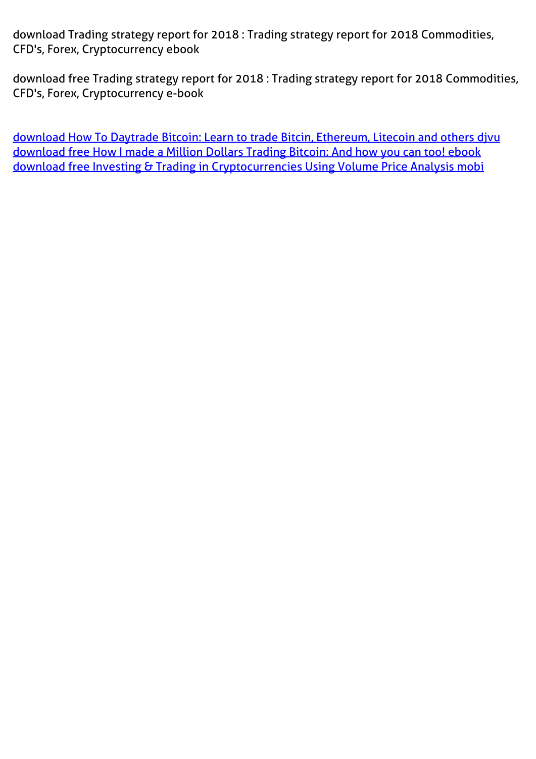download Trading strategy report for 2018 : Trading strategy report for 2018 Commodities, CFD's, Forex, Cryptocurrency ebook

download free Trading strategy report for 2018 : Trading strategy report for 2018 Commodities, CFD's, Forex, Cryptocurrency e-book

download How To Daytrade Bitcoin: Learn to trade Bitcin, Ethereum, Litecoin and others djvu
download free How I made a Million Dollars Trading Bitcoin: And how you can too! ebook
download free Investing & Trading in Cryptocurrencies Using Volume Price Analysis mobi